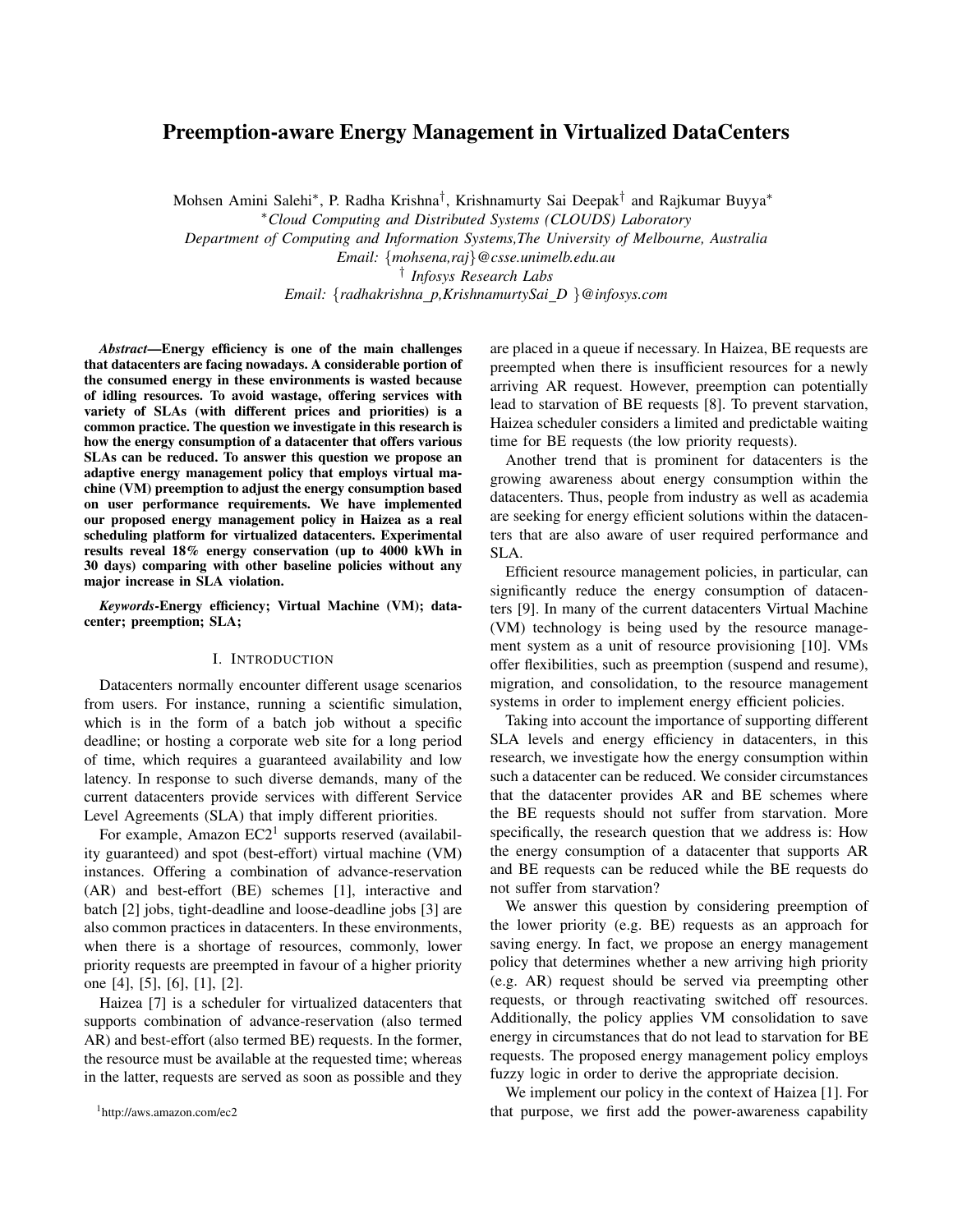# Preemption-aware Energy Management in Virtualized DataCenters

Mohsen Amini Salehi[*], P. Radha Krishna[†], Krishnamurty Sai Deepak[†] and Rajkumar Buyya[*]

[*]*Cloud Computing and Distributed Systems (CLOUDS) Laboratory*
*Department of Computing and Information Systems,The University of Melbourne, Australia*
*Email: {mohsena,raj}@csse.unimelb.edu.au*
[†] *Infosys Research Labs*
*Email: {radhakrishna_p,KrishnamurtySai_D }@infosys.com*

***Abstract*—Energy efficiency is one of the main challenges that datacenters are facing nowadays. A considerable portion of the consumed energy in these environments is wasted because of idling resources. To avoid wastage, offering services with variety of SLAs (with different prices and priorities) is a common practice. The question we investigate in this research is how the energy consumption of a datacenter that offers various SLAs can be reduced. To answer this question we propose an adaptive energy management policy that employs virtual machine (VM) preemption to adjust the energy consumption based on user performance requirements. We have implemented our proposed energy management policy in Haizea as a real scheduling platform for virtualized datacenters. Experimental results reveal 18% energy conservation (up to 4000 kWh in 30 days) comparing with other baseline policies without any major increase in SLA violation.**

***Keywords*-Energy efficiency; Virtual Machine (VM); datacenter; preemption; SLA;**

## I. Introduction

Datacenters normally encounter different usage scenarios from users. For instance, running a scientific simulation, which is in the form of a batch job without a specific deadline; or hosting a corporate web site for a long period of time, which requires a guaranteed availability and low latency. In response to such diverse demands, many of the current datacenters provide services with different Service Level Agreements (SLA) that imply different priorities.

For example, Amazon EC2[1] supports reserved (availability guaranteed) and spot (best-effort) virtual machine (VM) instances. Offering a combination of advance-reservation (AR) and best-effort (BE) schemes [1], interactive and batch [2] jobs, tight-deadline and loose-deadline jobs [3] are also common practices in datacenters. In these environments, when there is a shortage of resources, commonly, lower priority requests are preempted in favour of a higher priority one [4], [5], [6], [1], [2].

Haizea [7] is a scheduler for virtualized datacenters that supports combination of advance-reservation (also termed AR) and best-effort (also termed BE) requests. In the former, the resource must be available at the requested time; whereas in the latter, requests are served as soon as possible and they are placed in a queue if necessary. In Haizea, BE requests are preempted when there is insufficient resources for a newly arriving AR request. However, preemption can potentially lead to starvation of BE requests [8]. To prevent starvation, Haizea scheduler considers a limited and predictable waiting time for BE requests (the low priority requests).

Another trend that is prominent for datacenters is the growing awareness about energy consumption within the datacenters. Thus, people from industry as well as academia are seeking for energy efficient solutions within the datacenters that are also aware of user required performance and SLA.

Efficient resource management policies, in particular, can significantly reduce the energy consumption of datacenters [9]. In many of the current datacenters Virtual Machine (VM) technology is being used by the resource management system as a unit of resource provisioning [10]. VMs offer flexibilities, such as preemption (suspend and resume), migration, and consolidation, to the resource management systems in order to implement energy efficient policies.

Taking into account the importance of supporting different SLA levels and energy efficiency in datacenters, in this research, we investigate how the energy consumption within such a datacenter can be reduced. We consider circumstances that the datacenter provides AR and BE schemes where the BE requests should not suffer from starvation. More specifically, the research question that we address is: How the energy consumption of a datacenter that supports AR and BE requests can be reduced while the BE requests do not suffer from starvation?

We answer this question by considering preemption of the lower priority (e.g. BE) requests as an approach for saving energy. In fact, we propose an energy management policy that determines whether a new arriving high priority (e.g. AR) request should be served via preempting other requests, or through reactivating switched off resources. Additionally, the policy applies VM consolidation to save energy in circumstances that do not lead to starvation for BE requests. The proposed energy management policy employs fuzzy logic in order to derive the appropriate decision.

We implement our policy in the context of Haizea [1]. For that purpose, we first add the power-awareness capability

[1]http://aws.amazon.com/ec2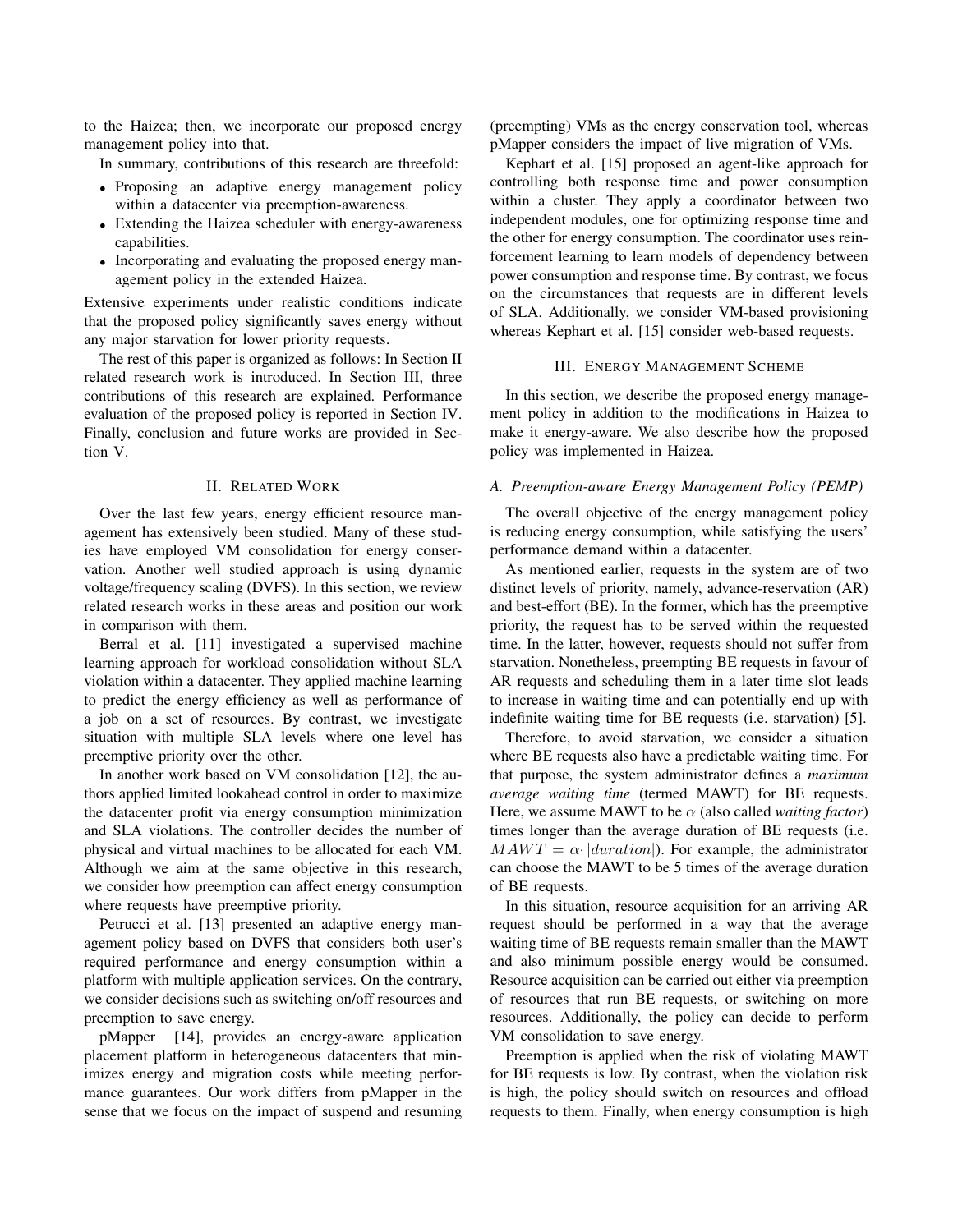to the Haizea; then, we incorporate our proposed energy management policy into that.

In summary, contributions of this research are threefold:

- Proposing an adaptive energy management policy within a datacenter via preemption-awareness.
- Extending the Haizea scheduler with energy-awareness capabilities.
- Incorporating and evaluating the proposed energy management policy in the extended Haizea.

Extensive experiments under realistic conditions indicate that the proposed policy significantly saves energy without any major starvation for lower priority requests.

The rest of this paper is organized as follows: In Section II related research work is introduced. In Section III, three contributions of this research are explained. Performance evaluation of the proposed policy is reported in Section IV. Finally, conclusion and future works are provided in Section V.

## II. Related Work

Over the last few years, energy efficient resource management has extensively been studied. Many of these studies have employed VM consolidation for energy conservation. Another well studied approach is using dynamic voltage/frequency scaling (DVFS). In this section, we review related research works in these areas and position our work in comparison with them.

Berral et al. [11] investigated a supervised machine learning approach for workload consolidation without SLA violation within a datacenter. They applied machine learning to predict the energy efficiency as well as performance of a job on a set of resources. By contrast, we investigate situation with multiple SLA levels where one level has preemptive priority over the other.

In another work based on VM consolidation [12], the authors applied limited lookahead control in order to maximize the datacenter profit via energy consumption minimization and SLA violations. The controller decides the number of physical and virtual machines to be allocated for each VM. Although we aim at the same objective in this research, we consider how preemption can affect energy consumption where requests have preemptive priority.

Petrucci et al. [13] presented an adaptive energy management policy based on DVFS that considers both user's required performance and energy consumption within a platform with multiple application services. On the contrary, we consider decisions such as switching on/off resources and preemption to save energy.

pMapper [14], provides an energy-aware application placement platform in heterogeneous datacenters that minimizes energy and migration costs while meeting performance guarantees. Our work differs from pMapper in the sense that we focus on the impact of suspend and resuming (preempting) VMs as the energy conservation tool, whereas pMapper considers the impact of live migration of VMs.

Kephart et al. [15] proposed an agent-like approach for controlling both response time and power consumption within a cluster. They apply a coordinator between two independent modules, one for optimizing response time and the other for energy consumption. The coordinator uses reinforcement learning to learn models of dependency between power consumption and response time. By contrast, we focus on the circumstances that requests are in different levels of SLA. Additionally, we consider VM-based provisioning whereas Kephart et al. [15] consider web-based requests.

## III. Energy Management Scheme

In this section, we describe the proposed energy management policy in addition to the modifications in Haizea to make it energy-aware. We also describe how the proposed policy was implemented in Haizea.

### A. Preemption-aware Energy Management Policy (PEMP)

The overall objective of the energy management policy is reducing energy consumption, while satisfying the users' performance demand within a datacenter.

As mentioned earlier, requests in the system are of two distinct levels of priority, namely, advance-reservation (AR) and best-effort (BE). In the former, which has the preemptive priority, the request has to be served within the requested time. In the latter, however, requests should not suffer from starvation. Nonetheless, preempting BE requests in favour of AR requests and scheduling them in a later time slot leads to increase in waiting time and can potentially end up with indefinite waiting time for BE requests (i.e. starvation) [5].

Therefore, to avoid starvation, we consider a situation where BE requests also have a predictable waiting time. For that purpose, the system administrator defines a ***maximum average waiting time*** (termed MAWT) for BE requests. Here, we assume MAWT to be $\alpha$ (also called *waiting factor*) times longer than the average duration of BE requests (i.e. $MAWT = \alpha \cdot |duration|$). For example, the administrator can choose the MAWT to be 5 times of the average duration of BE requests.

In this situation, resource acquisition for an arriving AR request should be performed in a way that the average waiting time of BE requests remain smaller than the MAWT and also minimum possible energy would be consumed. Resource acquisition can be carried out either via preemption of resources that run BE requests, or switching on more resources. Additionally, the policy can decide to perform VM consolidation to save energy.

Preemption is applied when the risk of violating MAWT for BE requests is low. By contrast, when the violation risk is high, the policy should switch on resources and offload requests to them. Finally, when energy consumption is high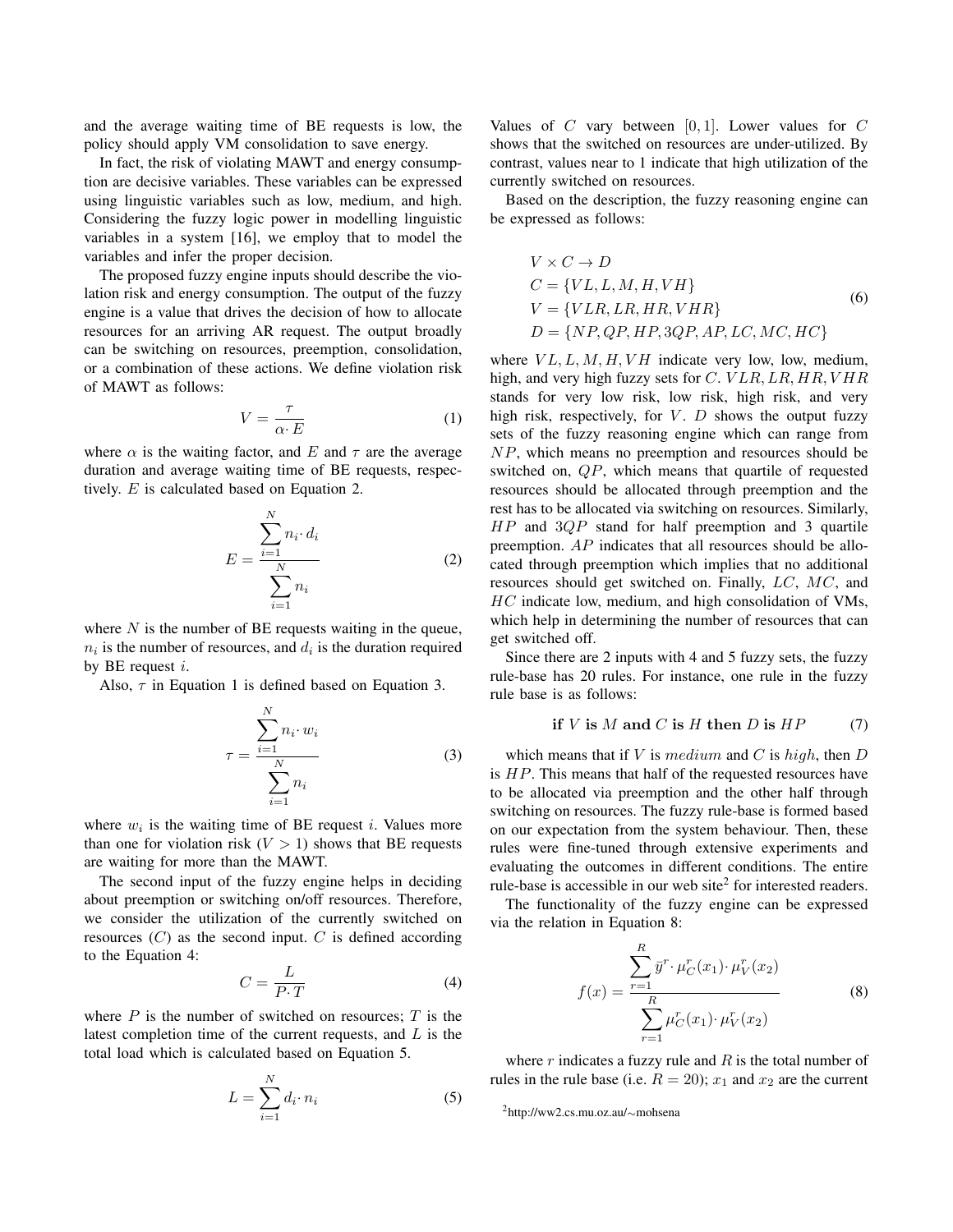and the average waiting time of BE requests is low, the policy should apply VM consolidation to save energy.

In fact, the risk of violating MAWT and energy consumption are decisive variables. These variables can be expressed using linguistic variables such as low, medium, and high. Considering the fuzzy logic power in modelling linguistic variables in a system [16], we employ that to model the variables and infer the proper decision.

The proposed fuzzy engine inputs should describe the violation risk and energy consumption. The output of the fuzzy engine is a value that drives the decision of how to allocate resources for an arriving AR request. The output broadly can be switching on resources, preemption, consolidation, or a combination of these actions. We define violation risk of MAWT as follows:

$$V = \frac{\tau}{\alpha \cdot E} \tag{1}$$

where $\alpha$ is the waiting factor, and $E$ and $\tau$ are the average duration and average waiting time of BE requests, respectively. $E$ is calculated based on Equation 2.

$$E = \frac{\sum_{i=1}^{N} n_i \cdot d_i}{\sum_{i=1}^{N} n_i} \tag{2}$$

where $N$ is the number of BE requests waiting in the queue, $n_i$ is the number of resources, and $d_i$ is the duration required by BE request $i$.

Also, $\tau$ in Equation 1 is defined based on Equation 3.

$$\tau = \frac{\sum_{i=1}^{N} n_i \cdot w_i}{\sum_{i=1}^{N} n_i} \tag{3}$$

where $w_i$ is the waiting time of BE request $i$. Values more than one for violation risk ($V > 1$) shows that BE requests are waiting for more than the MAWT.

The second input of the fuzzy engine helps in deciding about preemption or switching on/off resources. Therefore, we consider the utilization of the currently switched on resources ($C$) as the second input. $C$ is defined according to the Equation 4:

$$C = \frac{L}{P \cdot T} \tag{4}$$

where $P$ is the number of switched on resources; $T$ is the latest completion time of the current requests, and $L$ is the total load which is calculated based on Equation 5.

$$L = \sum_{i=1}^{N} d_i \cdot n_i \tag{5}$$

Values of $C$ vary between $[0, 1]$. Lower values for $C$ shows that the switched on resources are under-utilized. By contrast, values near to 1 indicate that high utilization of the currently switched on resources.

Based on the description, the fuzzy reasoning engine can be expressed as follows:

$$\begin{aligned} &V \times C \rightarrow D \\ &C = \{VL, L, M, H, VH\} \\ &V = \{VLR, LR, HR, VHR\} \\ &D = \{NP, QP, HP, 3QP, AP, LC, MC, HC\} \end{aligned} \tag{6}$$

where $VL, L, M, H, VH$ indicate very low, low, medium, high, and very high fuzzy sets for $C$. $VLR, LR, HR, VHR$ stands for very low risk, low risk, high risk, and very high risk, respectively, for $V$. $D$ shows the output fuzzy sets of the fuzzy reasoning engine which can range from $NP$, which means no preemption and resources should be switched on, $QP$, which means that quartile of requested resources should be allocated through preemption and the rest has to be allocated via switching on resources. Similarly, $HP$ and $3QP$ stand for half preemption and 3 quartile preemption. $AP$ indicates that all resources should be allocated through preemption which implies that no additional resources should get switched on. Finally, $LC$, $MC$, and $HC$ indicate low, medium, and high consolidation of VMs, which help in determining the number of resources that can get switched off.

Since there are 2 inputs with 4 and 5 fuzzy sets, the fuzzy rule-base has 20 rules. For instance, one rule in the fuzzy rule base is as follows:

$$\textbf{if } V \textbf{ is } M \textbf{ and } C \textbf{ is } H \textbf{ then } D \textbf{ is } HP \tag{7}$$

which means that if $V$ is $medium$ and $C$ is $high$, then $D$ is $HP$. This means that half of the requested resources have to be allocated via preemption and the other half through switching on resources. The fuzzy rule-base is formed based on our expectation from the system behaviour. Then, these rules were fine-tuned through extensive experiments and evaluating the outcomes in different conditions. The entire rule-base is accessible in our web site[2] for interested readers.

The functionality of the fuzzy engine can be expressed via the relation in Equation 8:

$$f(x) = \frac{\sum_{r=1}^{R} \bar{y}^r \cdot \mu_C^r(x_1) \cdot \mu_V^r(x_2)}{\sum_{r=1}^{R} \mu_C^r(x_1) \cdot \mu_V^r(x_2)} \tag{8}$$

where $r$ indicates a fuzzy rule and $R$ is the total number of rules in the rule base (i.e. $R = 20$); $x_1$ and $x_2$ are the current

[2] http://ww2.cs.mu.oz.au/∼mohsena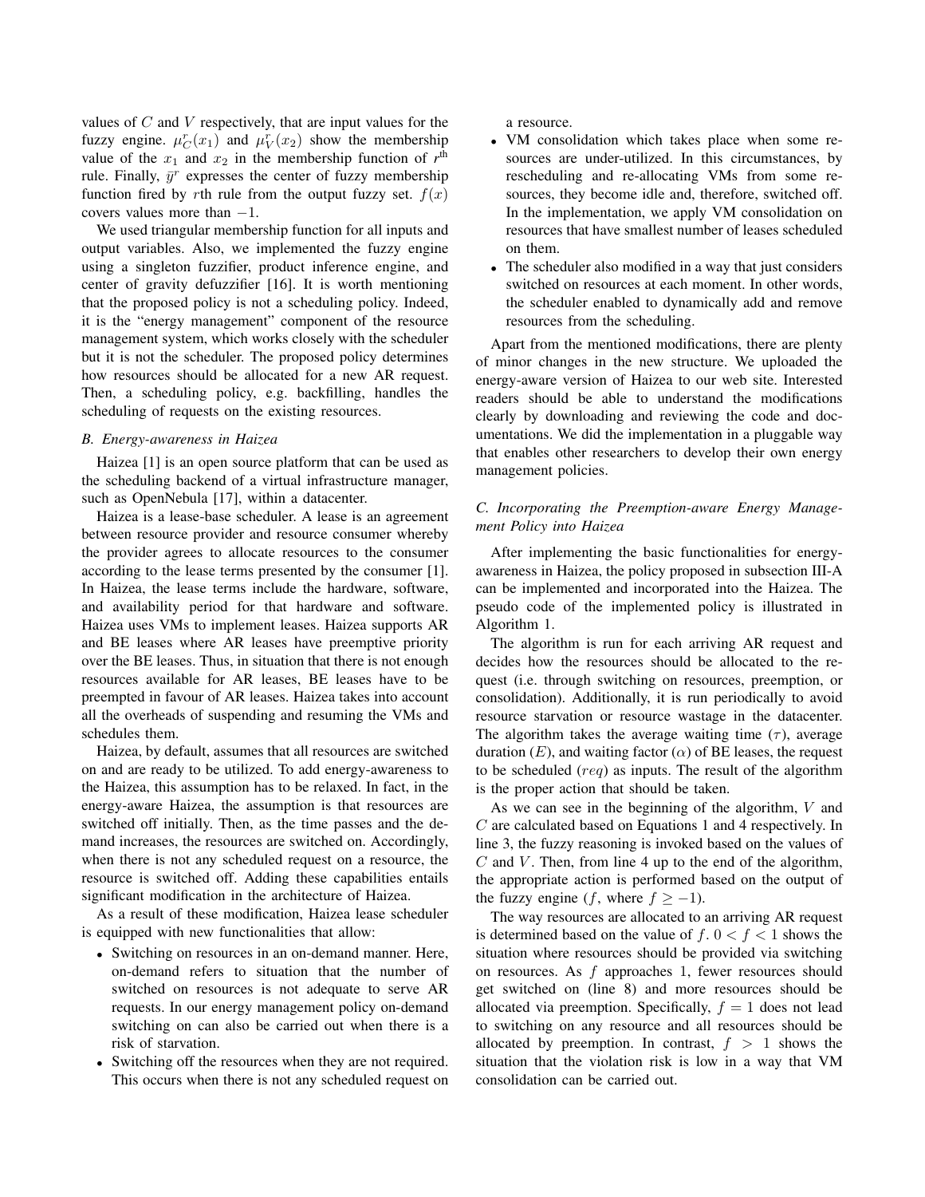values of $C$ and $V$ respectively, that are input values for the fuzzy engine. $\mu_C^r(x_1)$ and $\mu_V^r(x_2)$ show the membership value of the $x_1$ and $x_2$ in the membership function of $r^{\text{th}}$ rule. Finally, $\bar{y}^r$ expresses the center of fuzzy membership function fired by $r$th rule from the output fuzzy set. $f(x)$ covers values more than $-1$.

We used triangular membership function for all inputs and output variables. Also, we implemented the fuzzy engine using a singleton fuzzifier, product inference engine, and center of gravity defuzzifier [16]. It is worth mentioning that the proposed policy is not a scheduling policy. Indeed, it is the "energy management" component of the resource management system, which works closely with the scheduler but it is not the scheduler. The proposed policy determines how resources should be allocated for a new AR request. Then, a scheduling policy, e.g. backfilling, handles the scheduling of requests on the existing resources.

### B. Energy-awareness in Haizea

Haizea [1] is an open source platform that can be used as the scheduling backend of a virtual infrastructure manager, such as OpenNebula [17], within a datacenter.

Haizea is a lease-base scheduler. A lease is an agreement between resource provider and resource consumer whereby the provider agrees to allocate resources to the consumer according to the lease terms presented by the consumer [1]. In Haizea, the lease terms include the hardware, software, and availability period for that hardware and software. Haizea uses VMs to implement leases. Haizea supports AR and BE leases where AR leases have preemptive priority over the BE leases. Thus, in situation that there is not enough resources available for AR leases, BE leases have to be preempted in favour of AR leases. Haizea takes into account all the overheads of suspending and resuming the VMs and schedules them.

Haizea, by default, assumes that all resources are switched on and are ready to be utilized. To add energy-awareness to the Haizea, this assumption has to be relaxed. In fact, in the energy-aware Haizea, the assumption is that resources are switched off initially. Then, as the time passes and the demand increases, the resources are switched on. Accordingly, when there is not any scheduled request on a resource, the resource is switched off. Adding these capabilities entails significant modification in the architecture of Haizea.

As a result of these modification, Haizea lease scheduler is equipped with new functionalities that allow:

- Switching on resources in an on-demand manner. Here, on-demand refers to situation that the number of switched on resources is not adequate to serve AR requests. In our energy management policy on-demand switching on can also be carried out when there is a risk of starvation.
- Switching off the resources when they are not required. This occurs when there is not any scheduled request on a resource.
- VM consolidation which takes place when some resources are under-utilized. In this circumstances, by rescheduling and re-allocating VMs from some resources, they become idle and, therefore, switched off. In the implementation, we apply VM consolidation on resources that have smallest number of leases scheduled on them.
- The scheduler also modified in a way that just considers switched on resources at each moment. In other words, the scheduler enabled to dynamically add and remove resources from the scheduling.

Apart from the mentioned modifications, there are plenty of minor changes in the new structure. We uploaded the energy-aware version of Haizea to our web site. Interested readers should be able to understand the modifications clearly by downloading and reviewing the code and documentations. We did the implementation in a pluggable way that enables other researchers to develop their own energy management policies.

### C. Incorporating the Preemption-aware Energy Management Policy into Haizea

After implementing the basic functionalities for energy-awareness in Haizea, the policy proposed in subsection III-A can be implemented and incorporated into the Haizea. The pseudo code of the implemented policy is illustrated in Algorithm 1.

The algorithm is run for each arriving AR request and decides how the resources should be allocated to the request (i.e. through switching on resources, preemption, or consolidation). Additionally, it is run periodically to avoid resource starvation or resource wastage in the datacenter. The algorithm takes the average waiting time ($\tau$), average duration ($E$), and waiting factor ($\alpha$) of BE leases, the request to be scheduled ($req$) as inputs. The result of the algorithm is the proper action that should be taken.

As we can see in the beginning of the algorithm, $V$ and $C$ are calculated based on Equations 1 and 4 respectively. In line 3, the fuzzy reasoning is invoked based on the values of $C$ and $V$. Then, from line 4 up to the end of the algorithm, the appropriate action is performed based on the output of the fuzzy engine ($f$, where $f \geq -1$).

The way resources are allocated to an arriving AR request is determined based on the value of $f$. $0 < f < 1$ shows the situation where resources should be provided via switching on resources. As $f$ approaches 1, fewer resources should get switched on (line 8) and more resources should be allocated via preemption. Specifically, $f = 1$ does not lead to switching on any resource and all resources should be allocated by preemption. In contrast, $f > 1$ shows the situation that the violation risk is low in a way that VM consolidation can be carried out.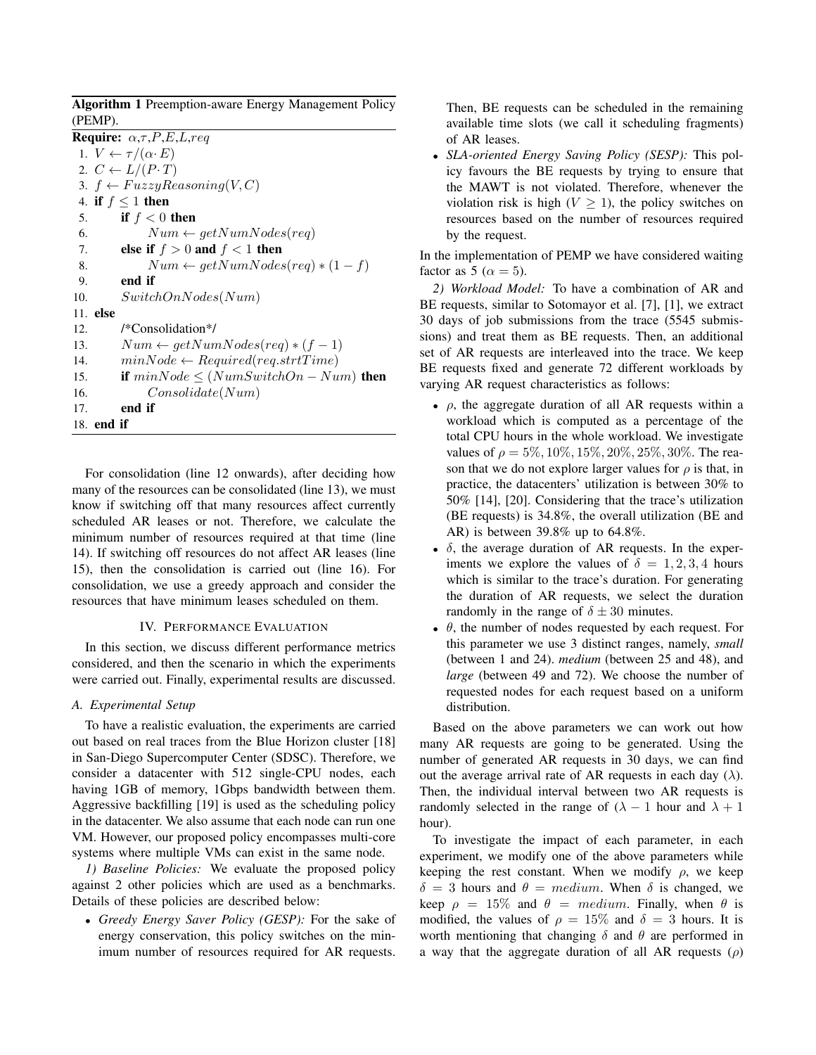**Algorithm 1** Preemption-aware Energy Management Policy (PEMP).

```
Require: α,τ,P,E,L,req
1.  V ← τ/(α·E)
2.  C ← L/(P·T)
3.  f ← FuzzyReasoning(V, C)
4.  if f ≤ 1 then
5.      if f < 0 then
6.          Num ← getNumNodes(req)
7.      else if f > 0 and f < 1 then
8.          Num ← getNumNodes(req) * (1 − f)
9.      end if
10.     SwitchOnNodes(Num)
11. else
12.     /*Consolidation*/
13.     Num ← getNumNodes(req) * (f − 1)
14.     minNode ← Required(req.strtTime)
15.     if minNode ≤ (NumSwitchOn − Num) then
16.         Consolidate(Num)
17.     end if
18. end if
```

For consolidation (line 12 onwards), after deciding how many of the resources can be consolidated (line 13), we must know if switching off that many resources affect currently scheduled AR leases or not. Therefore, we calculate the minimum number of resources required at that time (line 14). If switching off resources do not affect AR leases (line 15), then the consolidation is carried out (line 16). For consolidation, we use a greedy approach and consider the resources that have minimum leases scheduled on them.

## IV. Performance Evaluation

In this section, we discuss different performance metrics considered, and then the scenario in which the experiments were carried out. Finally, experimental results are discussed.

### A. Experimental Setup

To have a realistic evaluation, the experiments are carried out based on real traces from the Blue Horizon cluster [18] in San-Diego Supercomputer Center (SDSC). Therefore, we consider a datacenter with 512 single-CPU nodes, each having 1GB of memory, 1Gbps bandwidth between them. Aggressive backfilling [19] is used as the scheduling policy in the datacenter. We also assume that each node can run one VM. However, our proposed policy encompasses multi-core systems where multiple VMs can exist in the same node.

*1) Baseline Policies:* We evaluate the proposed policy against 2 other policies which are used as a benchmarks. Details of these policies are described below:

- *Greedy Energy Saver Policy (GESP):* For the sake of energy conservation, this policy switches on the minimum number of resources required for AR requests. Then, BE requests can be scheduled in the remaining available time slots (we call it scheduling fragments) of AR leases.
- *SLA-oriented Energy Saving Policy (SESP):* This policy favours the BE requests by trying to ensure that the MAWT is not violated. Therefore, whenever the violation risk is high ($V \geq 1$), the policy switches on resources based on the number of resources required by the request.

In the implementation of PEMP we have considered waiting factor as 5 ($\alpha = 5$).

*2) Workload Model:* To have a combination of AR and BE requests, similar to Sotomayor et al. [7], [1], we extract 30 days of job submissions from the trace (5545 submissions) and treat them as BE requests. Then, an additional set of AR requests are interleaved into the trace. We keep BE requests fixed and generate 72 different workloads by varying AR request characteristics as follows:

- $\rho$, the aggregate duration of all AR requests within a workload which is computed as a percentage of the total CPU hours in the whole workload. We investigate values of $\rho = 5\%, 10\%, 15\%, 20\%, 25\%, 30\%$. The reason that we do not explore larger values for $\rho$ is that, in practice, the datacenters' utilization is between 30% to 50% [14], [20]. Considering that the trace's utilization (BE requests) is 34.8%, the overall utilization (BE and AR) is between 39.8% up to 64.8%.
- $\delta$, the average duration of AR requests. In the experiments we explore the values of $\delta = 1, 2, 3, 4$ hours which is similar to the trace's duration. For generating the duration of AR requests, we select the duration randomly in the range of $\delta \pm 30$ minutes.
- $\theta$, the number of nodes requested by each request. For this parameter we use 3 distinct ranges, namely, *small* (between 1 and 24). *medium* (between 25 and 48), and *large* (between 49 and 72). We choose the number of requested nodes for each request based on a uniform distribution.

Based on the above parameters we can work out how many AR requests are going to be generated. Using the number of generated AR requests in 30 days, we can find out the average arrival rate of AR requests in each day ($\lambda$). Then, the individual interval between two AR requests is randomly selected in the range of ($\lambda - 1$ hour and $\lambda + 1$ hour).

To investigate the impact of each parameter, in each experiment, we modify one of the above parameters while keeping the rest constant. When we modify $\rho$, we keep $\delta = 3$ hours and $\theta = medium$. When $\delta$ is changed, we keep $\rho = 15\%$ and $\theta = medium$. Finally, when $\theta$ is modified, the values of $\rho = 15\%$ and $\delta = 3$ hours. It is worth mentioning that changing $\delta$ and $\theta$ are performed in a way that the aggregate duration of all AR requests ($\rho$)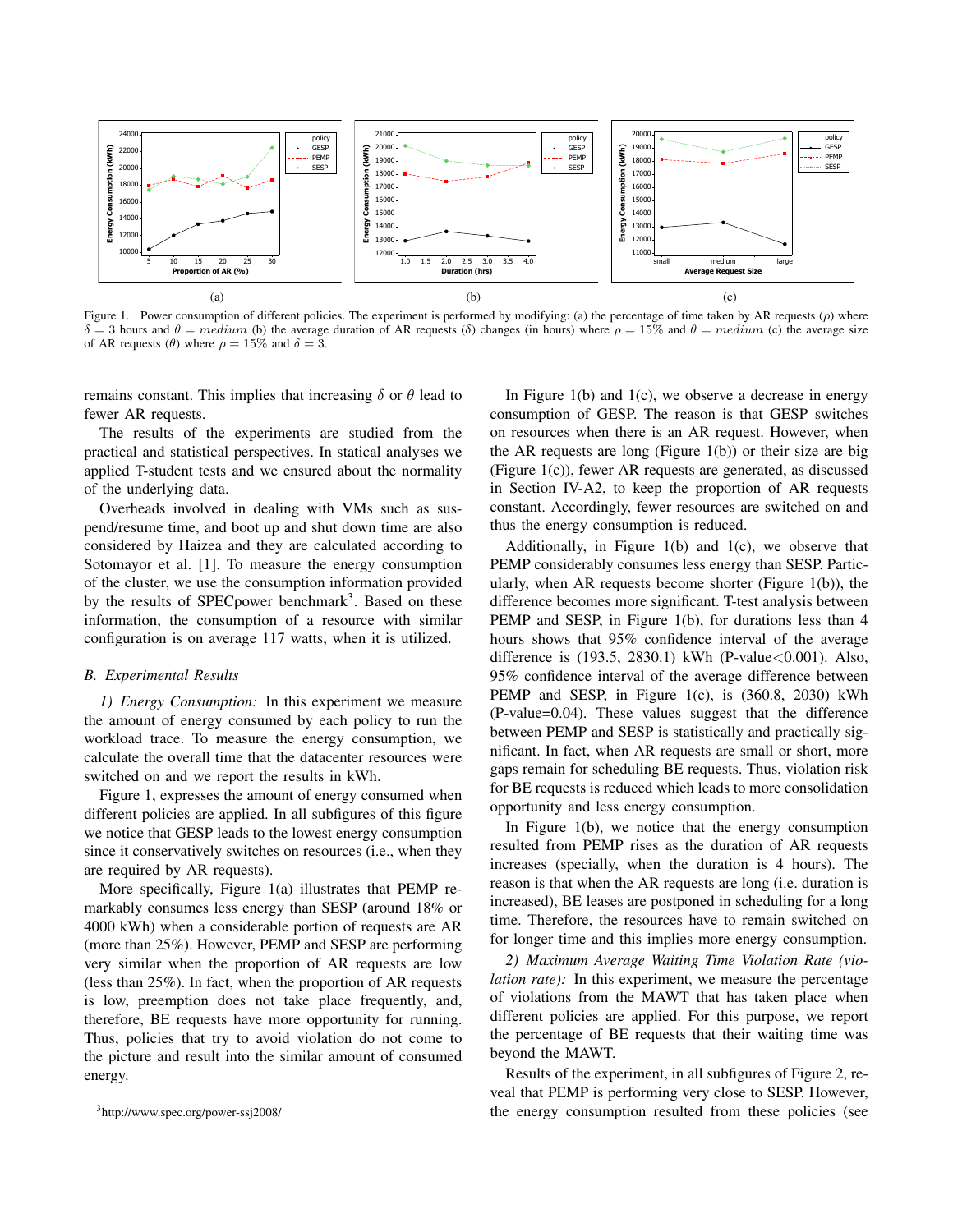Figure 1. Power consumption of different policies. The experiment is performed by modifying: (a) the percentage of time taken by AR requests ($\rho$) where $\delta = 3$ hours and $\theta = medium$ (b) the average duration of AR requests ($\delta$) changes (in hours) where $\rho = 15\%$ and $\theta = medium$ (c) the average size of AR requests ($\theta$) where $\rho = 15\%$ and $\delta = 3$.

remains constant. This implies that increasing $\delta$ or $\theta$ lead to fewer AR requests.

The results of the experiments are studied from the practical and statistical perspectives. In statical analyses we applied T-student tests and we ensured about the normality of the underlying data.

Overheads involved in dealing with VMs such as suspend/resume time, and boot up and shut down time are also considered by Haizea and they are calculated according to Sotomayor et al. [1]. To measure the energy consumption of the cluster, we use the consumption information provided by the results of SPECpower benchmark[3]. Based on these information, the consumption of a resource with similar configuration is on average 117 watts, when it is utilized.

### B. Experimental Results

*1) Energy Consumption:* In this experiment we measure the amount of energy consumed by each policy to run the workload trace. To measure the energy consumption, we calculate the overall time that the datacenter resources were switched on and we report the results in kWh.

Figure 1, expresses the amount of energy consumed when different policies are applied. In all subfigures of this figure we notice that GESP leads to the lowest energy consumption since it conservatively switches on resources (i.e., when they are required by AR requests).

More specifically, Figure 1(a) illustrates that PEMP remarkably consumes less energy than SESP (around 18% or 4000 kWh) when a considerable portion of requests are AR (more than 25%). However, PEMP and SESP are performing very similar when the proportion of AR requests are low (less than 25%). In fact, when the proportion of AR requests is low, preemption does not take place frequently, and, therefore, BE requests have more opportunity for running. Thus, policies that try to avoid violation do not come to the picture and result into the similar amount of consumed energy.

In Figure 1(b) and 1(c), we observe a decrease in energy consumption of GESP. The reason is that GESP switches on resources when there is an AR request. However, when the AR requests are long (Figure 1(b)) or their size are big (Figure 1(c)), fewer AR requests are generated, as discussed in Section IV-A2, to keep the proportion of AR requests constant. Accordingly, fewer resources are switched on and thus the energy consumption is reduced.

Additionally, in Figure 1(b) and 1(c), we observe that PEMP considerably consumes less energy than SESP. Particularly, when AR requests become shorter (Figure 1(b)), the difference becomes more significant. T-test analysis between PEMP and SESP, in Figure 1(b), for durations less than 4 hours shows that 95% confidence interval of the average difference is (193.5, 2830.1) kWh (P-value<0.001). Also, 95% confidence interval of the average difference between PEMP and SESP, in Figure 1(c), is (360.8, 2030) kWh (P-value=0.04). These values suggest that the difference between PEMP and SESP is statistically and practically significant. In fact, when AR requests are small or short, more gaps remain for scheduling BE requests. Thus, violation risk for BE requests is reduced which leads to more consolidation opportunity and less energy consumption.

In Figure 1(b), we notice that the energy consumption resulted from PEMP rises as the duration of AR requests increases (specially, when the duration is 4 hours). The reason is that when the AR requests are long (i.e. duration is increased), BE leases are postponed in scheduling for a long time. Therefore, the resources have to remain switched on for longer time and this implies more energy consumption.

*2) Maximum Average Waiting Time Violation Rate (violation rate):* In this experiment, we measure the percentage of violations from the MAWT that has taken place when different policies are applied. For this purpose, we report the percentage of BE requests that their waiting time was beyond the MAWT.

Results of the experiment, in all subfigures of Figure 2, reveal that PEMP is performing very close to SESP. However, the energy consumption resulted from these policies (see

[3] http://www.spec.org/power-ssj2008/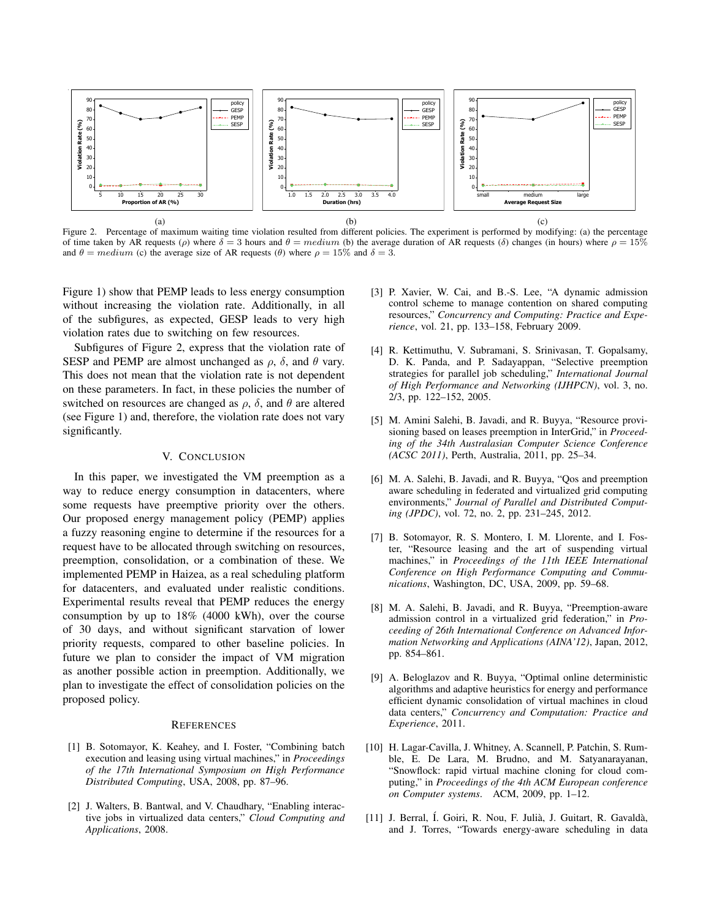(a) (b) (c)

Figure 2. Percentage of maximum waiting time violation resulted from different policies. The experiment is performed by modifying: (a) the percentage of time taken by AR requests ($\rho$) where $\delta = 3$ hours and $\theta = medium$ (b) the average duration of AR requests ($\delta$) changes (in hours) where $\rho = 15\%$ and $\theta = medium$ (c) the average size of AR requests ($\theta$) where $\rho = 15\%$ and $\delta = 3$.

Figure 1) show that PEMP leads to less energy consumption without increasing the violation rate. Additionally, in all of the subfigures, as expected, GESP leads to very high violation rates due to switching on few resources.

Subfigures of Figure 2, express that the violation rate of SESP and PEMP are almost unchanged as $\rho$, $\delta$, and $\theta$ vary. This does not mean that the violation rate is not dependent on these parameters. In fact, in these policies the number of switched on resources are changed as $\rho$, $\delta$, and $\theta$ are altered (see Figure 1) and, therefore, the violation rate does not vary significantly.

## V. Conclusion

In this paper, we investigated the VM preemption as a way to reduce energy consumption in datacenters, where some requests have preemptive priority over the others. Our proposed energy management policy (PEMP) applies a fuzzy reasoning engine to determine if the resources for a request have to be allocated through switching on resources, preemption, consolidation, or a combination of these. We implemented PEMP in Haizea, as a real scheduling platform for datacenters, and evaluated under realistic conditions. Experimental results reveal that PEMP reduces the energy consumption by up to 18% (4000 kWh), over the course of 30 days, and without significant starvation of lower priority requests, compared to other baseline policies. In future we plan to consider the impact of VM migration as another possible action in preemption. Additionally, we plan to investigate the effect of consolidation policies on the proposed policy.

## References

[1] B. Sotomayor, K. Keahey, and I. Foster, "Combining batch execution and leasing using virtual machines," in *Proceedings of the 17th International Symposium on High Performance Distributed Computing*, USA, 2008, pp. 87–96.

[2] J. Walters, B. Bantwal, and V. Chaudhary, "Enabling interactive jobs in virtualized data centers," *Cloud Computing and Applications*, 2008.

[3] P. Xavier, W. Cai, and B.-S. Lee, "A dynamic admission control scheme to manage contention on shared computing resources," *Concurrency and Computing: Practice and Experience*, vol. 21, pp. 133–158, February 2009.

[4] R. Kettimuthu, V. Subramani, S. Srinivasan, T. Gopalsamy, D. K. Panda, and P. Sadayappan, "Selective preemption strategies for parallel job scheduling," *International Journal of High Performance and Networking (IJHPCN)*, vol. 3, no. 2/3, pp. 122–152, 2005.

[5] M. Amini Salehi, B. Javadi, and R. Buyya, "Resource provisioning based on leases preemption in InterGrid," in *Proceeding of the 34th Australasian Computer Science Conference (ACSC 2011)*, Perth, Australia, 2011, pp. 25–34.

[6] M. A. Salehi, B. Javadi, and R. Buyya, "Qos and preemption aware scheduling in federated and virtualized grid computing environments," *Journal of Parallel and Distributed Computing (JPDC)*, vol. 72, no. 2, pp. 231–245, 2012.

[7] B. Sotomayor, R. S. Montero, I. M. Llorente, and I. Foster, "Resource leasing and the art of suspending virtual machines," in *Proceedings of the 11th IEEE International Conference on High Performance Computing and Communications*, Washington, DC, USA, 2009, pp. 59–68.

[8] M. A. Salehi, B. Javadi, and R. Buyya, "Preemption-aware admission control in a virtualized grid federation," in *Proceeding of 26th International Conference on Advanced Information Networking and Applications (AINA'12)*, Japan, 2012, pp. 854–861.

[9] A. Beloglazov and R. Buyya, "Optimal online deterministic algorithms and adaptive heuristics for energy and performance efficient dynamic consolidation of virtual machines in cloud data centers," *Concurrency and Computation: Practice and Experience*, 2011.

[10] H. Lagar-Cavilla, J. Whitney, A. Scannell, P. Patchin, S. Rumble, E. De Lara, M. Brudno, and M. Satyanarayanan, "Snowflock: rapid virtual machine cloning for cloud computing," in *Proceedings of the 4th ACM European conference on Computer systems*. ACM, 2009, pp. 1–12.

[11] J. Berral, Í. Goiri, R. Nou, F. Julià, J. Guitart, R. Gavaldà, and J. Torres, "Towards energy-aware scheduling in data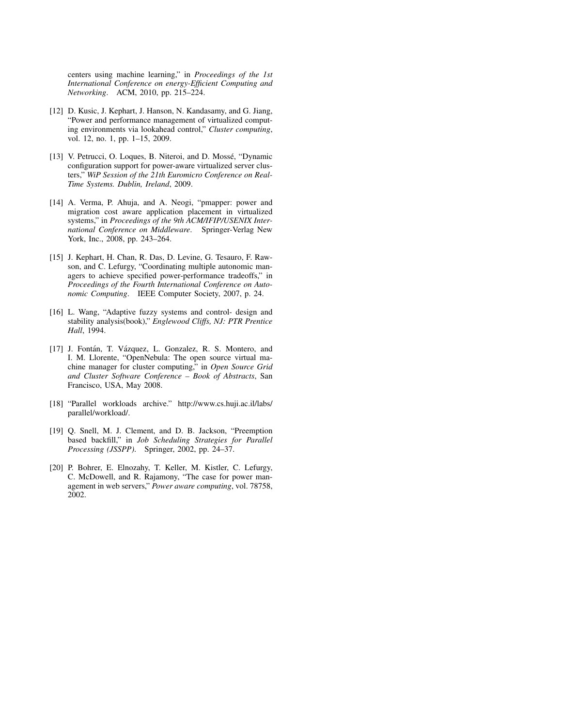centers using machine learning," in *Proceedings of the 1st International Conference on energy-Efficient Computing and Networking*. ACM, 2010, pp. 215–224.

[12] D. Kusic, J. Kephart, J. Hanson, N. Kandasamy, and G. Jiang, "Power and performance management of virtualized computing environments via lookahead control," *Cluster computing*, vol. 12, no. 1, pp. 1–15, 2009.

[13] V. Petrucci, O. Loques, B. Niteroi, and D. Mossé, "Dynamic configuration support for power-aware virtualized server clusters," *WiP Session of the 21th Euromicro Conference on Real-Time Systems. Dublin, Ireland*, 2009.

[14] A. Verma, P. Ahuja, and A. Neogi, "pmapper: power and migration cost aware application placement in virtualized systems," in *Proceedings of the 9th ACM/IFIP/USENIX International Conference on Middleware*. Springer-Verlag New York, Inc., 2008, pp. 243–264.

[15] J. Kephart, H. Chan, R. Das, D. Levine, G. Tesauro, F. Rawson, and C. Lefurgy, "Coordinating multiple autonomic managers to achieve specified power-performance tradeoffs," in *Proceedings of the Fourth International Conference on Autonomic Computing*. IEEE Computer Society, 2007, p. 24.

[16] L. Wang, "Adaptive fuzzy systems and control- design and stability analysis(book)," *Englewood Cliffs, NJ: PTR Prentice Hall*, 1994.

[17] J. Fontán, T. Vázquez, L. Gonzalez, R. S. Montero, and I. M. Llorente, "OpenNebula: The open source virtual machine manager for cluster computing," in *Open Source Grid and Cluster Software Conference – Book of Abstracts*, San Francisco, USA, May 2008.

[18] "Parallel workloads archive." http://www.cs.huji.ac.il/labs/parallel/workload/.

[19] Q. Snell, M. J. Clement, and D. B. Jackson, "Preemption based backfill," in *Job Scheduling Strategies for Parallel Processing (JSSPP)*. Springer, 2002, pp. 24–37.

[20] P. Bohrer, E. Elnozahy, T. Keller, M. Kistler, C. Lefurgy, C. McDowell, and R. Rajamony, "The case for power management in web servers," *Power aware computing*, vol. 78758, 2002.